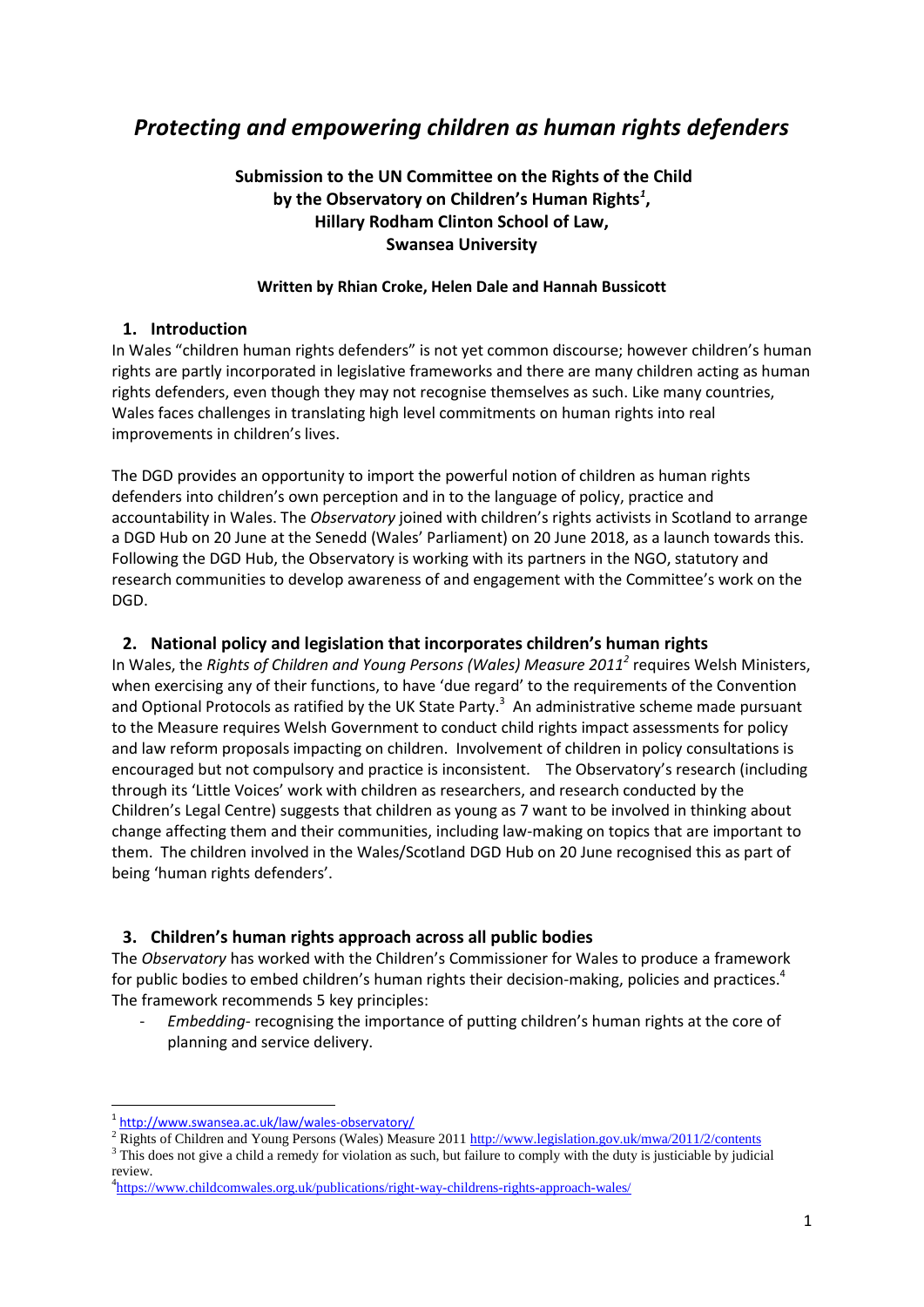# *Protecting and empowering children as human rights defenders*

**Submission to the UN Committee on the Rights of the Child by the Observatory on Children's Human Rights[1], Hillary Rodham Clinton School of Law, Swansea University**

**Written by Rhian Croke, Helen Dale and Hannah Bussicott**

## 1. Introduction

In Wales "children human rights defenders" is not yet common discourse; however children's human rights are partly incorporated in legislative frameworks and there are many children acting as human rights defenders, even though they may not recognise themselves as such. Like many countries, Wales faces challenges in translating high level commitments on human rights into real improvements in children's lives.

The DGD provides an opportunity to import the powerful notion of children as human rights defenders into children's own perception and in to the language of policy, practice and accountability in Wales. The *Observatory* joined with children's rights activists in Scotland to arrange a DGD Hub on 20 June at the Senedd (Wales' Parliament) on 20 June 2018, as a launch towards this. Following the DGD Hub, the Observatory is working with its partners in the NGO, statutory and research communities to develop awareness of and engagement with the Committee's work on the DGD.

## 2. National policy and legislation that incorporates children's human rights

In Wales, the *Rights of Children and Young Persons (Wales) Measure 2011*[2] requires Welsh Ministers, when exercising any of their functions, to have 'due regard' to the requirements of the Convention and Optional Protocols as ratified by the UK State Party.[3] An administrative scheme made pursuant to the Measure requires Welsh Government to conduct child rights impact assessments for policy and law reform proposals impacting on children. Involvement of children in policy consultations is encouraged but not compulsory and practice is inconsistent. The Observatory's research (including through its 'Little Voices' work with children as researchers, and research conducted by the Children's Legal Centre) suggests that children as young as 7 want to be involved in thinking about change affecting them and their communities, including law-making on topics that are important to them. The children involved in the Wales/Scotland DGD Hub on 20 June recognised this as part of being 'human rights defenders'.

## 3. Children's human rights approach across all public bodies

The *Observatory* has worked with the Children's Commissioner for Wales to produce a framework for public bodies to embed children's human rights their decision-making, policies and practices.[4] The framework recommends 5 key principles:

- *Embedding*- recognising the importance of putting children's human rights at the core of planning and service delivery.

---

[1] http://www.swansea.ac.uk/law/wales-observatory/

[2] Rights of Children and Young Persons (Wales) Measure 2011 http://www.legislation.gov.uk/mwa/2011/2/contents

[3] This does not give a child a remedy for violation as such, but failure to comply with the duty is justiciable by judicial review.

[4] https://www.childcomwales.org.uk/publications/right-way-childrens-rights-approach-wales/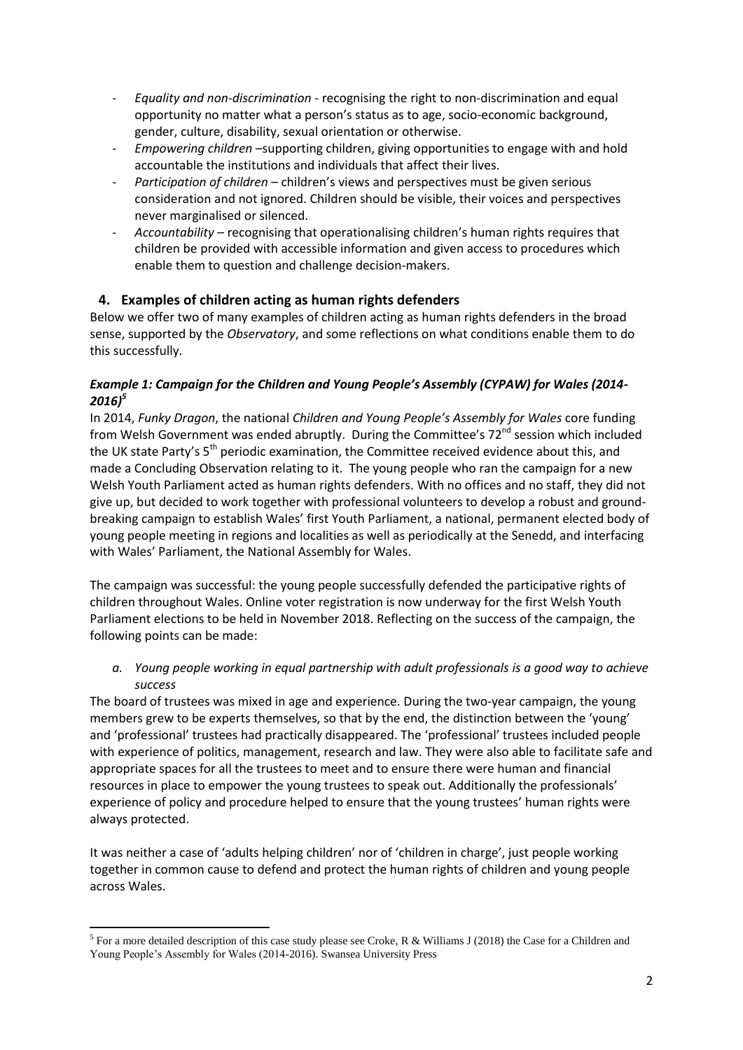- *Equality and non-discrimination* - recognising the right to non-discrimination and equal opportunity no matter what a person's status as to age, socio-economic background, gender, culture, disability, sexual orientation or otherwise.
- *Empowering children* –supporting children, giving opportunities to engage with and hold accountable the institutions and individuals that affect their lives.
- *Participation of children* – children's views and perspectives must be given serious consideration and not ignored. Children should be visible, their voices and perspectives never marginalised or silenced.
- *Accountability* – recognising that operationalising children's human rights requires that children be provided with accessible information and given access to procedures which enable them to question and challenge decision-makers.

## 4. Examples of children acting as human rights defenders

Below we offer two of many examples of children acting as human rights defenders in the broad sense, supported by the *Observatory*, and some reflections on what conditions enable them to do this successfully.

### *Example 1: Campaign for the Children and Young People's Assembly (CYPAW) for Wales (2014-2016)*[5]

In 2014, *Funky Dragon*, the national *Children and Young People's Assembly for Wales* core funding from Welsh Government was ended abruptly. During the Committee's 72nd session which included the UK state Party's 5th periodic examination, the Committee received evidence about this, and made a Concluding Observation relating to it. The young people who ran the campaign for a new Welsh Youth Parliament acted as human rights defenders. With no offices and no staff, they did not give up, but decided to work together with professional volunteers to develop a robust and ground-breaking campaign to establish Wales' first Youth Parliament, a national, permanent elected body of young people meeting in regions and localities as well as periodically at the Senedd, and interfacing with Wales' Parliament, the National Assembly for Wales.

The campaign was successful: the young people successfully defended the participative rights of children throughout Wales. Online voter registration is now underway for the first Welsh Youth Parliament elections to be held in November 2018. Reflecting on the success of the campaign, the following points can be made:

*a. Young people working in equal partnership with adult professionals is a good way to achieve success*

The board of trustees was mixed in age and experience. During the two-year campaign, the young members grew to be experts themselves, so that by the end, the distinction between the 'young' and 'professional' trustees had practically disappeared. The 'professional' trustees included people with experience of politics, management, research and law. They were also able to facilitate safe and appropriate spaces for all the trustees to meet and to ensure there were human and financial resources in place to empower the young trustees to speak out. Additionally the professionals' experience of policy and procedure helped to ensure that the young trustees' human rights were always protected.

It was neither a case of 'adults helping children' nor of 'children in charge', just people working together in common cause to defend and protect the human rights of children and young people across Wales.

---

[5] For a more detailed description of this case study please see Croke, R & Williams J (2018) the Case for a Children and Young People's Assembly for Wales (2014-2016). Swansea University Press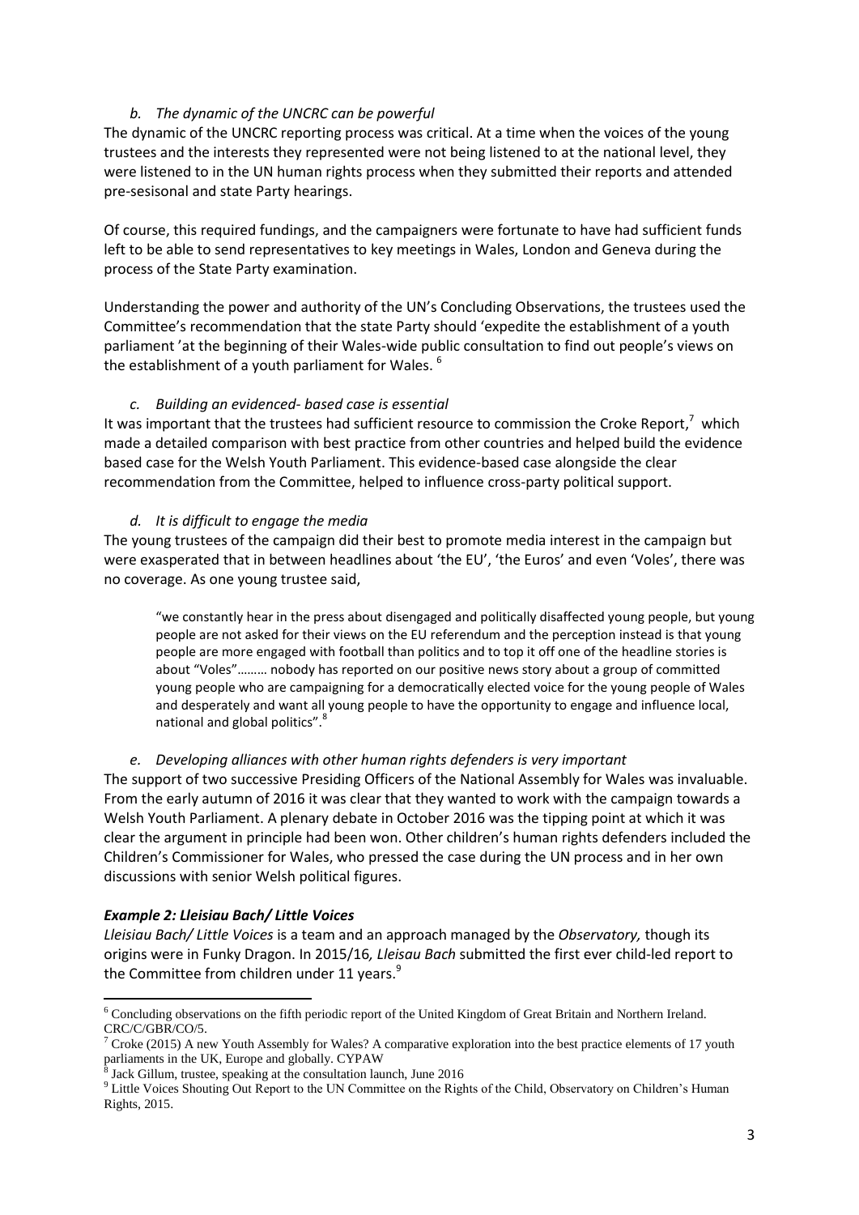*b. The dynamic of the UNCRC can be powerful*

The dynamic of the UNCRC reporting process was critical. At a time when the voices of the young trustees and the interests they represented were not being listened to at the national level, they were listened to in the UN human rights process when they submitted their reports and attended pre-sesisonal and state Party hearings.

Of course, this required fundings, and the campaigners were fortunate to have had sufficient funds left to be able to send representatives to key meetings in Wales, London and Geneva during the process of the State Party examination.

Understanding the power and authority of the UN's Concluding Observations, the trustees used the Committee's recommendation that the state Party should 'expedite the establishment of a youth parliament 'at the beginning of their Wales-wide public consultation to find out people's views on the establishment of a youth parliament for Wales. [6]

*c. Building an evidenced- based case is essential*

It was important that the trustees had sufficient resource to commission the Croke Report,[7] which made a detailed comparison with best practice from other countries and helped build the evidence based case for the Welsh Youth Parliament. This evidence-based case alongside the clear recommendation from the Committee, helped to influence cross-party political support.

*d. It is difficult to engage the media*

The young trustees of the campaign did their best to promote media interest in the campaign but were exasperated that in between headlines about 'the EU', 'the Euros' and even 'Voles', there was no coverage. As one young trustee said,

> "we constantly hear in the press about disengaged and politically disaffected young people, but young people are not asked for their views on the EU referendum and the perception instead is that young people are more engaged with football than politics and to top it off one of the headline stories is about "Voles"……… nobody has reported on our positive news story about a group of committed young people who are campaigning for a democratically elected voice for the young people of Wales and desperately and want all young people to have the opportunity to engage and influence local, national and global politics".[8]

*e. Developing alliances with other human rights defenders is very important*

The support of two successive Presiding Officers of the National Assembly for Wales was invaluable. From the early autumn of 2016 it was clear that they wanted to work with the campaign towards a Welsh Youth Parliament. A plenary debate in October 2016 was the tipping point at which it was clear the argument in principle had been won. Other children's human rights defenders included the Children's Commissioner for Wales, who pressed the case during the UN process and in her own discussions with senior Welsh political figures.

***Example 2: Lleisiau Bach/ Little Voices***

*Lleisiau Bach/ Little Voices* is a team and an approach managed by the *Observatory,* though its origins were in Funky Dragon. In 2015/16*, Lleisau Bach* submitted the first ever child-led report to the Committee from children under 11 years.[9]

---

[6] Concluding observations on the fifth periodic report of the United Kingdom of Great Britain and Northern Ireland. CRC/C/GBR/CO/5.

[7] Croke (2015) A new Youth Assembly for Wales? A comparative exploration into the best practice elements of 17 youth parliaments in the UK, Europe and globally. CYPAW

[8] Jack Gillum, trustee, speaking at the consultation launch, June 2016

[9] Little Voices Shouting Out Report to the UN Committee on the Rights of the Child, Observatory on Children's Human Rights, 2015.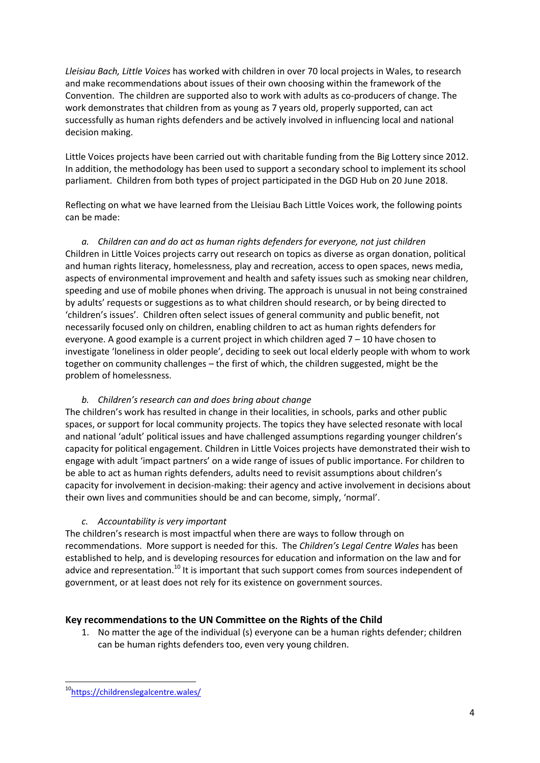*Lleisiau Bach, Little Voices* has worked with children in over 70 local projects in Wales, to research and make recommendations about issues of their own choosing within the framework of the Convention. The children are supported also to work with adults as co-producers of change. The work demonstrates that children from as young as 7 years old, properly supported, can act successfully as human rights defenders and be actively involved in influencing local and national decision making.

Little Voices projects have been carried out with charitable funding from the Big Lottery since 2012. In addition, the methodology has been used to support a secondary school to implement its school parliament. Children from both types of project participated in the DGD Hub on 20 June 2018.

Reflecting on what we have learned from the Lleisiau Bach Little Voices work, the following points can be made:

*a. Children can and do act as human rights defenders for everyone, not just children*

Children in Little Voices projects carry out research on topics as diverse as organ donation, political and human rights literacy, homelessness, play and recreation, access to open spaces, news media, aspects of environmental improvement and health and safety issues such as smoking near children, speeding and use of mobile phones when driving. The approach is unusual in not being constrained by adults' requests or suggestions as to what children should research, or by being directed to 'children's issues'. Children often select issues of general community and public benefit, not necessarily focused only on children, enabling children to act as human rights defenders for everyone. A good example is a current project in which children aged 7 – 10 have chosen to investigate 'loneliness in older people', deciding to seek out local elderly people with whom to work together on community challenges – the first of which, the children suggested, might be the problem of homelessness.

*b. Children's research can and does bring about change*

The children's work has resulted in change in their localities, in schools, parks and other public spaces, or support for local community projects. The topics they have selected resonate with local and national 'adult' political issues and have challenged assumptions regarding younger children's capacity for political engagement. Children in Little Voices projects have demonstrated their wish to engage with adult 'impact partners' on a wide range of issues of public importance. For children to be able to act as human rights defenders, adults need to revisit assumptions about children's capacity for involvement in decision-making: their agency and active involvement in decisions about their own lives and communities should be and can become, simply, 'normal'.

*c. Accountability is very important*

The children's research is most impactful when there are ways to follow through on recommendations. More support is needed for this. The *Children's Legal Centre Wales* has been established to help, and is developing resources for education and information on the law and for advice and representation.[10] It is important that such support comes from sources independent of government, or at least does not rely for its existence on government sources.

## Key recommendations to the UN Committee on the Rights of the Child

1. No matter the age of the individual (s) everyone can be a human rights defender; children can be human rights defenders too, even very young children.

[10] https://childrenslegalcentre.wales/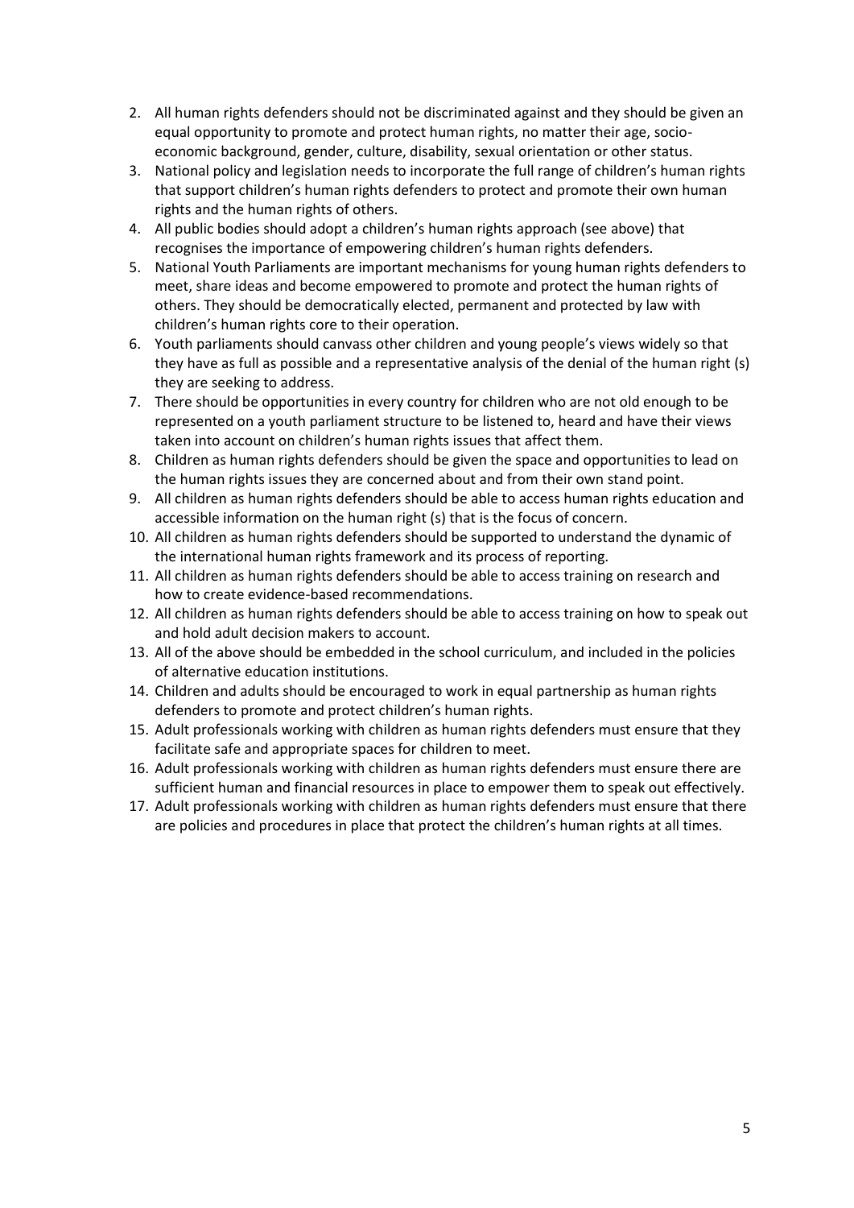2. All human rights defenders should not be discriminated against and they should be given an equal opportunity to promote and protect human rights, no matter their age, socio-economic background, gender, culture, disability, sexual orientation or other status.
3. National policy and legislation needs to incorporate the full range of children's human rights that support children's human rights defenders to protect and promote their own human rights and the human rights of others.
4. All public bodies should adopt a children's human rights approach (see above) that recognises the importance of empowering children's human rights defenders.
5. National Youth Parliaments are important mechanisms for young human rights defenders to meet, share ideas and become empowered to promote and protect the human rights of others. They should be democratically elected, permanent and protected by law with children's human rights core to their operation.
6. Youth parliaments should canvass other children and young people's views widely so that they have as full as possible and a representative analysis of the denial of the human right (s) they are seeking to address.
7. There should be opportunities in every country for children who are not old enough to be represented on a youth parliament structure to be listened to, heard and have their views taken into account on children's human rights issues that affect them.
8. Children as human rights defenders should be given the space and opportunities to lead on the human rights issues they are concerned about and from their own stand point.
9. All children as human rights defenders should be able to access human rights education and accessible information on the human right (s) that is the focus of concern.
10. All children as human rights defenders should be supported to understand the dynamic of the international human rights framework and its process of reporting.
11. All children as human rights defenders should be able to access training on research and how to create evidence-based recommendations.
12. All children as human rights defenders should be able to access training on how to speak out and hold adult decision makers to account.
13. All of the above should be embedded in the school curriculum, and included in the policies of alternative education institutions.
14. Children and adults should be encouraged to work in equal partnership as human rights defenders to promote and protect children's human rights.
15. Adult professionals working with children as human rights defenders must ensure that they facilitate safe and appropriate spaces for children to meet.
16. Adult professionals working with children as human rights defenders must ensure there are sufficient human and financial resources in place to empower them to speak out effectively.
17. Adult professionals working with children as human rights defenders must ensure that there are policies and procedures in place that protect the children's human rights at all times.